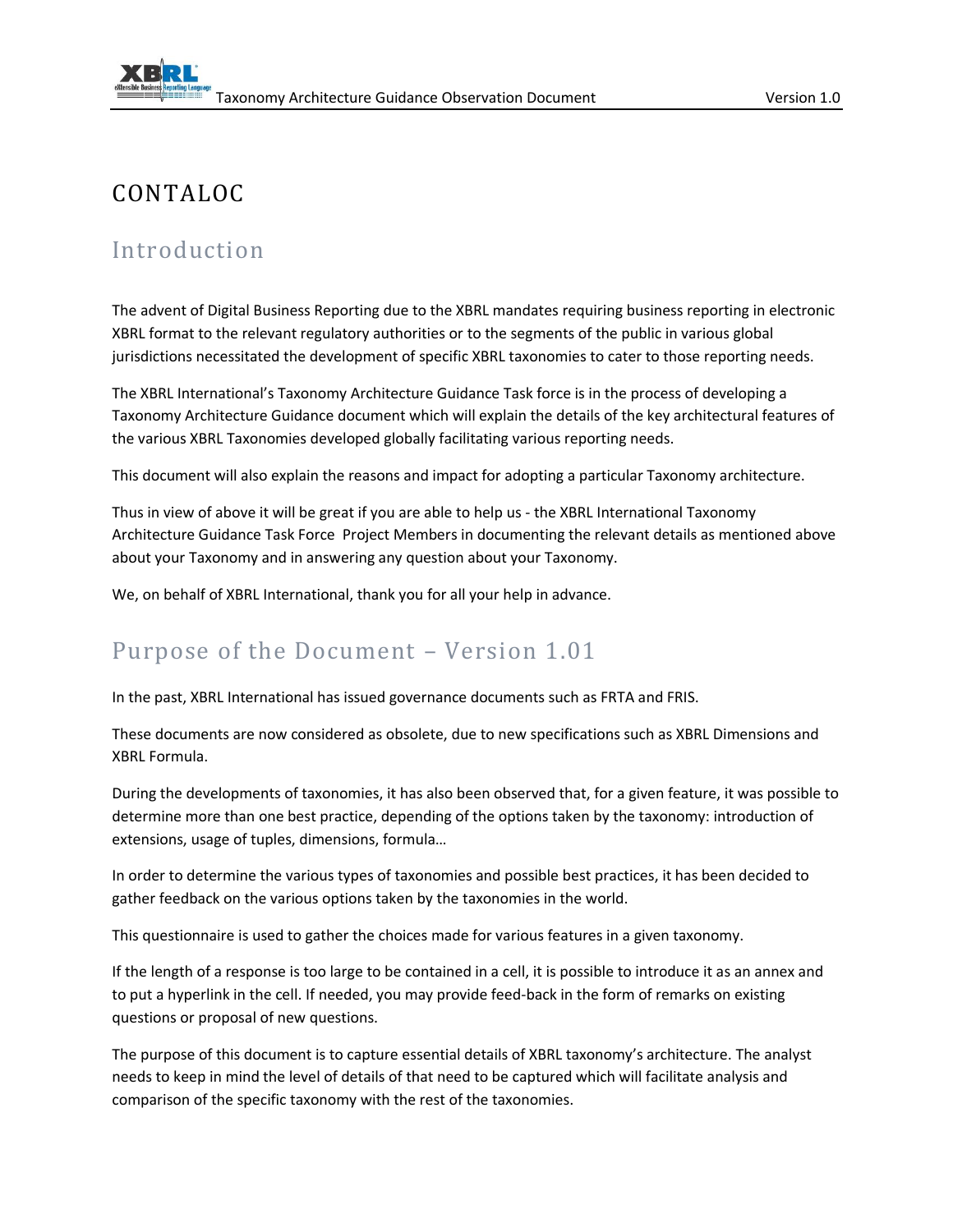# CONTALOC

## Introduction

The advent of Digital Business Reporting due to the XBRL mandates requiring business reporting in electronic XBRL format to the relevant regulatory authorities or to the segments of the public in various global jurisdictions necessitated the development of specific XBRL taxonomies to cater to those reporting needs.

The XBRL International's Taxonomy Architecture Guidance Task force is in the process of developing a Taxonomy Architecture Guidance document which will explain the details of the key architectural features of the various XBRL Taxonomies developed globally facilitating various reporting needs.

This document will also explain the reasons and impact for adopting a particular Taxonomy architecture.

Thus in view of above it will be great if you are able to help us - the XBRL International Taxonomy Architecture Guidance Task Force Project Members in documenting the relevant details as mentioned above about your Taxonomy and in answering any question about your Taxonomy.

We, on behalf of XBRL International, thank you for all your help in advance.

## Purpose of the Document – Version 1.01

In the past, XBRL International has issued governance documents such as FRTA and FRIS.

These documents are now considered as obsolete, due to new specifications such as XBRL Dimensions and XBRL Formula.

During the developments of taxonomies, it has also been observed that, for a given feature, it was possible to determine more than one best practice, depending of the options taken by the taxonomy: introduction of extensions, usage of tuples, dimensions, formula…

In order to determine the various types of taxonomies and possible best practices, it has been decided to gather feedback on the various options taken by the taxonomies in the world.

This questionnaire is used to gather the choices made for various features in a given taxonomy.

If the length of a response is too large to be contained in a cell, it is possible to introduce it as an annex and to put a hyperlink in the cell. If needed, you may provide feed-back in the form of remarks on existing questions or proposal of new questions.

The purpose of this document is to capture essential details of XBRL taxonomy's architecture. The analyst needs to keep in mind the level of details of that need to be captured which will facilitate analysis and comparison of the specific taxonomy with the rest of the taxonomies.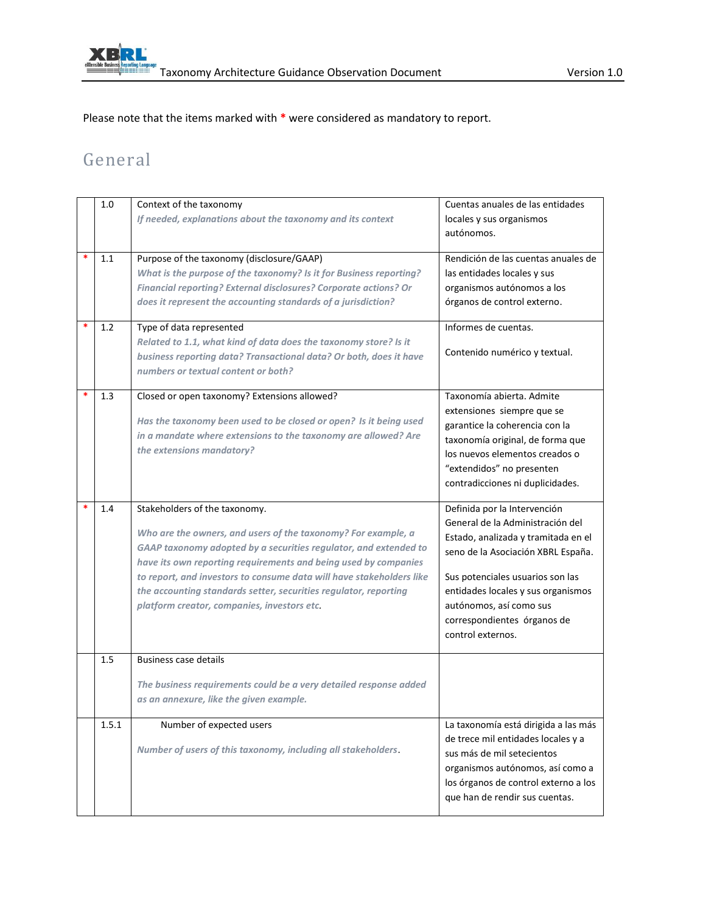Please note that the items marked with * were considered as mandatory to report.

## General

| | | | |
|---|---|---|---|
| | 1.0 | Context of the taxonomy<br>*If needed, explanations about the taxonomy and its context* | Cuentas anuales de las entidades locales y sus organismos autónomos. |
| * | 1.1 | Purpose of the taxonomy (disclosure/GAAP)<br>*What is the purpose of the taxonomy? Is it for Business reporting? Financial reporting? External disclosures? Corporate actions? Or does it represent the accounting standards of a jurisdiction?* | Rendición de las cuentas anuales de las entidades locales y sus organismos autónomos a los órganos de control externo. |
| * | 1.2 | Type of data represented<br>*Related to 1.1, what kind of data does the taxonomy store? Is it business reporting data? Transactional data? Or both, does it have numbers or textual content or both?* | Informes de cuentas.<br><br>Contenido numérico y textual. |
| * | 1.3 | Closed or open taxonomy? Extensions allowed?<br><br>*Has the taxonomy been used to be closed or open? Is it being used in a mandate where extensions to the taxonomy are allowed? Are the extensions mandatory?* | Taxonomía abierta. Admite extensiones siempre que se garantice la coherencia con la taxonomía original, de forma que los nuevos elementos creados o "extendidos" no presenten contradicciones ni duplicidades. |
| * | 1.4 | Stakeholders of the taxonomy.<br><br>*Who are the owners, and users of the taxonomy? For example, a GAAP taxonomy adopted by a securities regulator, and extended to have its own reporting requirements and being used by companies to report, and investors to consume data will have stakeholders like the accounting standards setter, securities regulator, reporting platform creator, companies, investors etc.* | Definida por la Intervención General de la Administración del Estado, analizada y tramitada en el seno de la Asociación XBRL España.<br><br>Sus potenciales usuarios son las entidades locales y sus organismos autónomos, así como sus correspondientes órganos de control externos. |
| | 1.5 | Business case details<br><br>*The business requirements could be a very detailed response added as an annexure, like the given example.* | |
| | 1.5.1 | Number of expected users<br><br>*Number of users of this taxonomy, including all stakeholders.* | La taxonomía está dirigida a las más de trece mil entidades locales y a sus más de mil setecientos organismos autónomos, así como a los órganos de control externo a los que han de rendir sus cuentas. |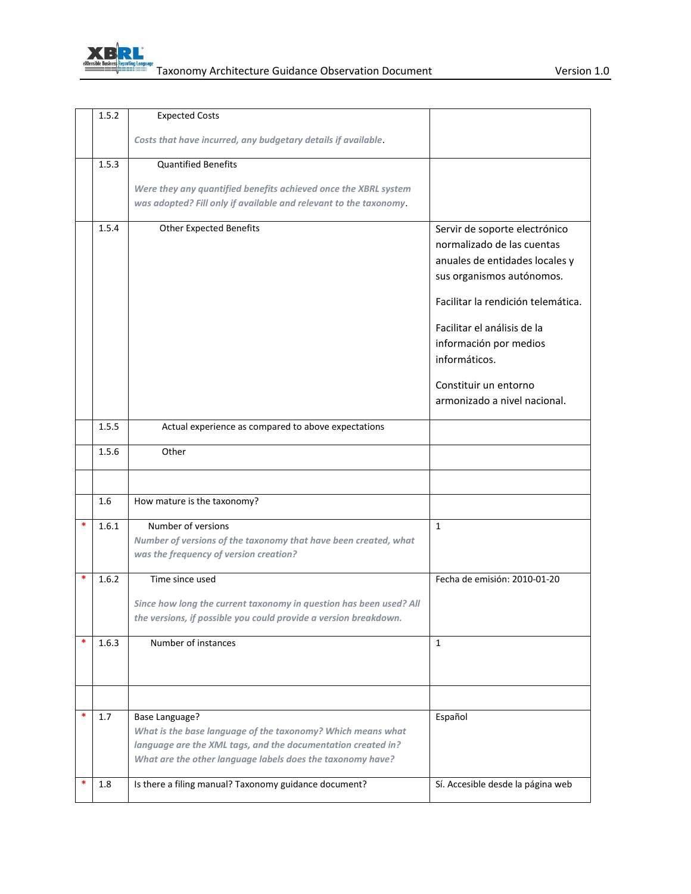| | | | |
|---|---|---|---|
| | 1.5.2 | Expected Costs<br><br>*Costs that have incurred, any budgetary details if available*. | |
| | 1.5.3 | Quantified Benefits<br><br>*Were they any quantified benefits achieved once the XBRL system was adopted? Fill only if available and relevant to the taxonomy*. | |
| | 1.5.4 | Other Expected Benefits | Servir de soporte electrónico normalizado de las cuentas anuales de entidades locales y sus organismos autónomos.<br><br>Facilitar la rendición telemática.<br><br>Facilitar el análisis de la información por medios informáticos.<br><br>Constituir un entorno armonizado a nivel nacional. |
| | 1.5.5 | Actual experience as compared to above expectations | |
| | 1.5.6 | Other | |
| | | | |
| | 1.6 | How mature is the taxonomy? | |
| * | 1.6.1 | Number of versions<br>*Number of versions of the taxonomy that have been created, what was the frequency of version creation?* | 1 |
| * | 1.6.2 | Time since used<br><br>*Since how long the current taxonomy in question has been used? All the versions, if possible you could provide a version breakdown.* | Fecha de emisión: 2010-01-20 |
| * | 1.6.3 | Number of instances | 1 |
| | | | |
| * | 1.7 | Base Language?<br>*What is the base language of the taxonomy? Which means what language are the XML tags, and the documentation created in? What are the other language labels does the taxonomy have?* | Español |
| * | 1.8 | Is there a filing manual? Taxonomy guidance document? | Sí. Accesible desde la página web |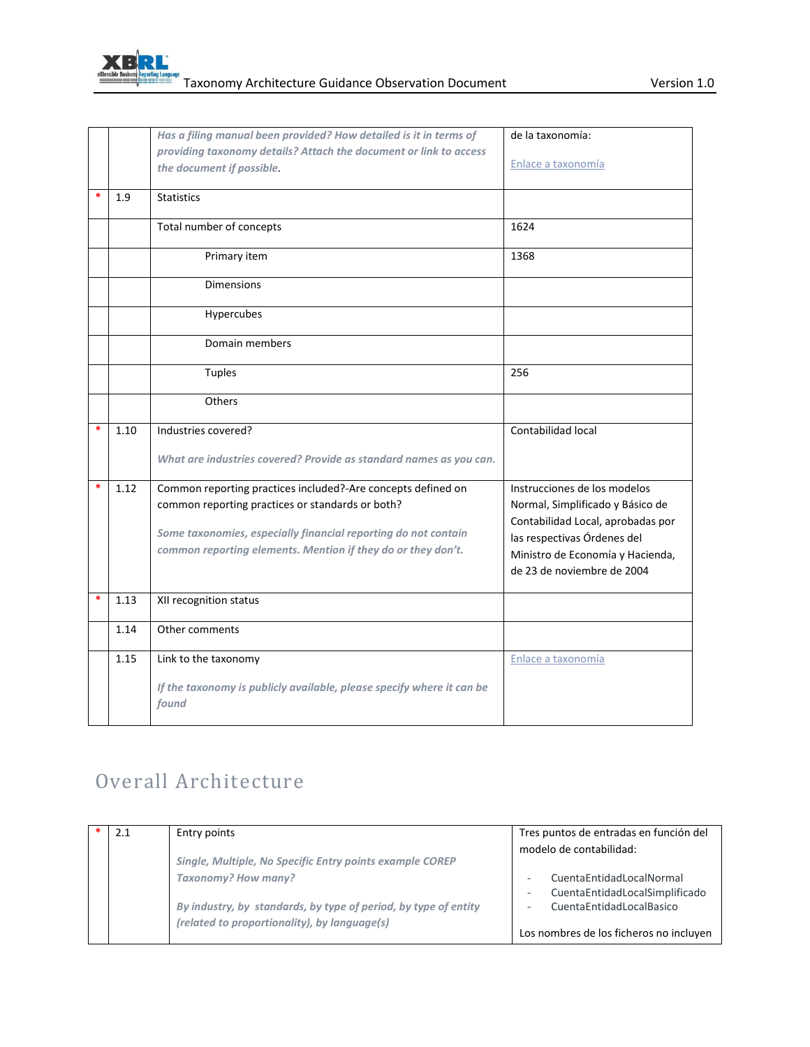| | | | |
|---|---|---|---|
| | | *Has a filing manual been provided? How detailed is it in terms of providing taxonomy details? Attach the document or link to access the document if possible.* | de la taxonomía:<br><br>Enlace a taxonomía |
| * | 1.9 | Statistics | |
| | | Total number of concepts | 1624 |
| | | Primary item | 1368 |
| | | Dimensions | |
| | | Hypercubes | |
| | | Domain members | |
| | | Tuples | 256 |
| | | Others | |
| * | 1.10 | Industries covered?<br><br>*What are industries covered? Provide as standard names as you can.* | Contabilidad local |
| * | 1.12 | Common reporting practices included?-Are concepts defined on common reporting practices or standards or both?<br><br>*Some taxonomies, especially financial reporting do not contain common reporting elements. Mention if they do or they don't.* | Instrucciones de los modelos Normal, Simplificado y Básico de Contabilidad Local, aprobadas por las respectivas Órdenes del Ministro de Economía y Hacienda, de 23 de noviembre de 2004 |
| * | 1.13 | XII recognition status | |
| | 1.14 | Other comments | |
| | 1.15 | Link to the taxonomy<br><br>*If the taxonomy is publicly available, please specify where it can be found* | Enlace a taxonomía |

# Overall Architecture

| | | | |
|---|---|---|---|
| * | 2.1 | Entry points<br><br>*Single, Multiple, No Specific Entry points example COREP Taxonomy? How many?*<br><br>*By industry, by standards, by type of period, by type of entity (related to proportionality), by language(s)* | Tres puntos de entradas en función del modelo de contabilidad:<br><br>- CuentaEntidadLocalNormal<br>- CuentaEntidadLocalSimplificado<br>- CuentaEntidadLocalBasico<br><br>Los nombres de los ficheros no incluyen |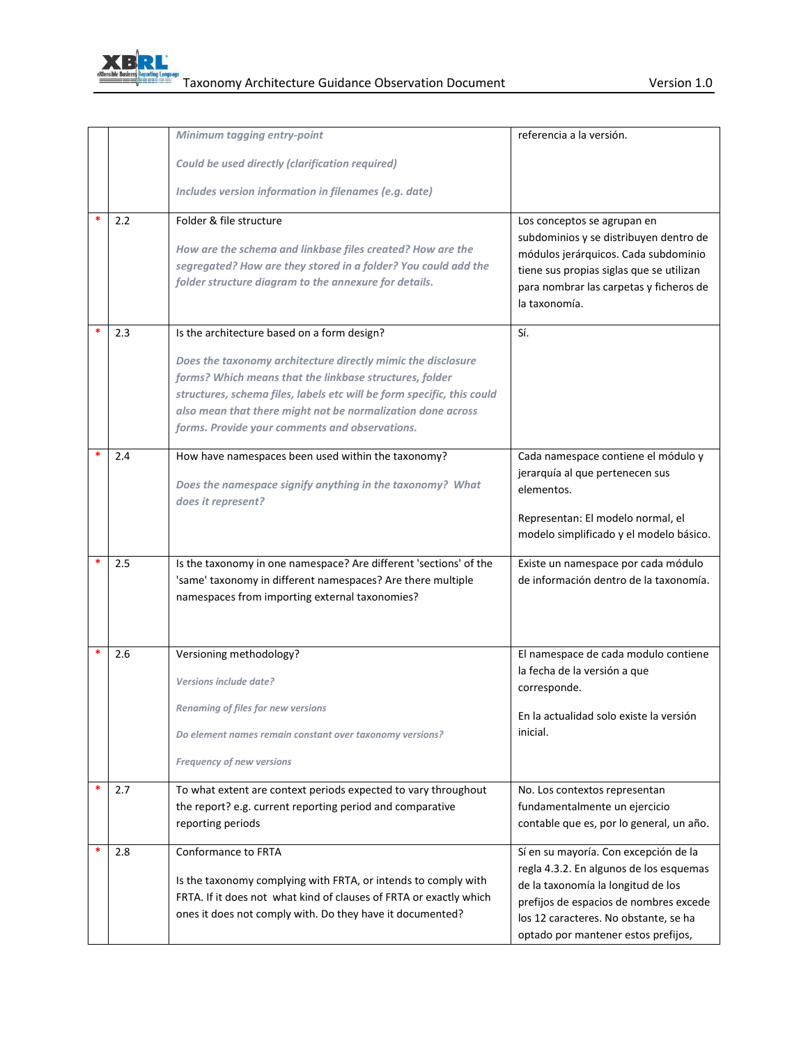| | | | |
|---|---|---|---|
| | | *Minimum tagging entry-point*<br><br>*Could be used directly (clarification required)*<br><br>*Includes version information in filenames (e.g. date)* | referencia a la versión. |
| * | 2.2 | Folder & file structure<br><br>*How are the schema and linkbase files created? How are the segregated? How are they stored in a folder? You could add the folder structure diagram to the annexure for details.* | Los conceptos se agrupan en subdominios y se distribuyen dentro de módulos jerárquicos. Cada subdominio tiene sus propias siglas que se utilizan para nombrar las carpetas y ficheros de la taxonomía. |
| * | 2.3 | Is the architecture based on a form design?<br><br>*Does the taxonomy architecture directly mimic the disclosure forms? Which means that the linkbase structures, folder structures, schema files, labels etc will be form specific, this could also mean that there might not be normalization done across forms. Provide your comments and observations.* | Sí. |
| * | 2.4 | How have namespaces been used within the taxonomy?<br><br>*Does the namespace signify anything in the taxonomy? What does it represent?* | Cada namespace contiene el módulo y jerarquía al que pertenecen sus elementos.<br><br>Representan: El modelo normal, el modelo simplificado y el modelo básico. |
| * | 2.5 | Is the taxonomy in one namespace? Are different 'sections' of the 'same' taxonomy in different namespaces? Are there multiple namespaces from importing external taxonomies? | Existe un namespace por cada módulo de información dentro de la taxonomía. |
| * | 2.6 | Versioning methodology?<br><br>*Versions include date?*<br><br>*Renaming of files for new versions*<br><br>*Do element names remain constant over taxonomy versions?*<br><br>*Frequency of new versions* | El namespace de cada modulo contiene la fecha de la versión a que corresponde.<br><br>En la actualidad solo existe la versión inicial. |
| * | 2.7 | To what extent are context periods expected to vary throughout the report? e.g. current reporting period and comparative reporting periods | No. Los contextos representan fundamentalmente un ejercicio contable que es, por lo general, un año. |
| * | 2.8 | Conformance to FRTA<br><br>Is the taxonomy complying with FRTA, or intends to comply with FRTA. If it does not what kind of clauses of FRTA or exactly which ones it does not comply with. Do they have it documented? | Sí en su mayoría. Con excepción de la regla 4.3.2. En algunos de los esquemas de la taxonomía la longitud de los prefijos de espacios de nombres excede los 12 caracteres. No obstante, se ha optado por mantener estos prefijos, |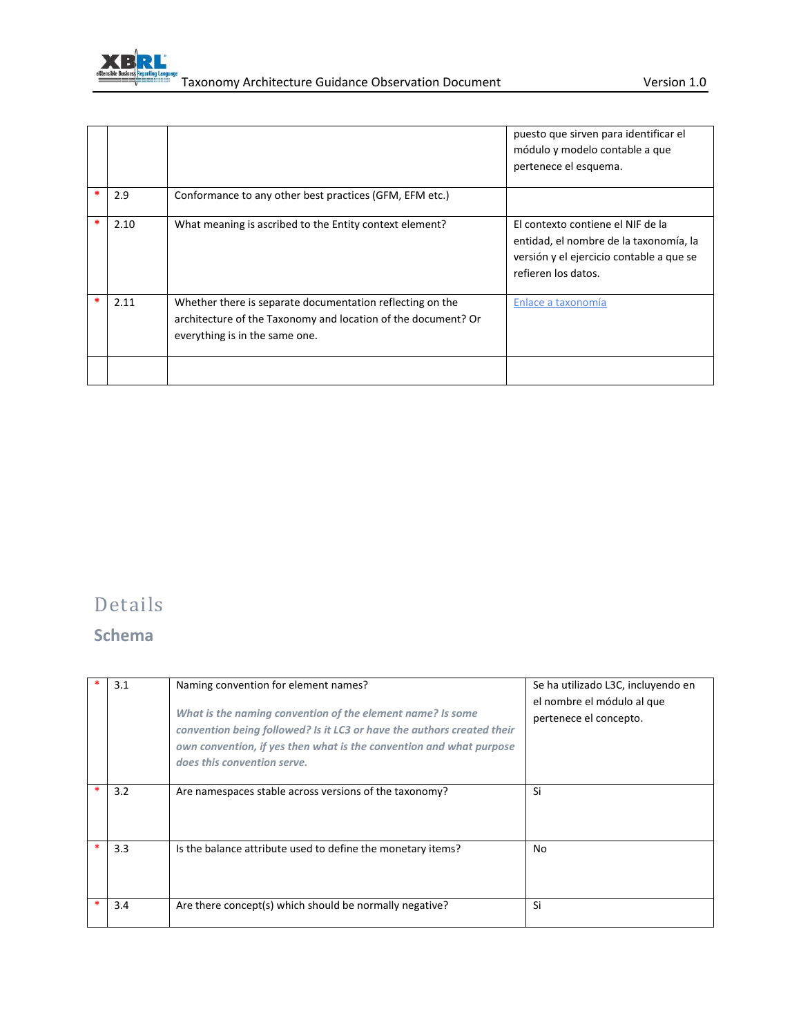| | | | |
|---|---|---|---|
| | | | puesto que sirven para identificar el módulo y modelo contable a que pertenece el esquema. |
| * | 2.9 | Conformance to any other best practices (GFM, EFM etc.) | |
| * | 2.10 | What meaning is ascribed to the Entity context element? | El contexto contiene el NIF de la entidad, el nombre de la taxonomía, la versión y el ejercicio contable a que se refieren los datos. |
| * | 2.11 | Whether there is separate documentation reflecting on the architecture of the Taxonomy and location of the document? Or everything is in the same one. | Enlace a taxonomía |
| | | | |

# Details

## Schema

| | | | |
|---|---|---|---|
| * | 3.1 | Naming convention for element names?<br><br>***What is the naming convention of the element name? Is some convention being followed? Is it LC3 or have the authors created their own convention, if yes then what is the convention and what purpose does this convention serve.*** | Se ha utilizado L3C, incluyendo en el nombre el módulo al que pertenece el concepto. |
| * | 3.2 | Are namespaces stable across versions of the taxonomy? | Si |
| * | 3.3 | Is the balance attribute used to define the monetary items? | No |
| * | 3.4 | Are there concept(s) which should be normally negative? | Si |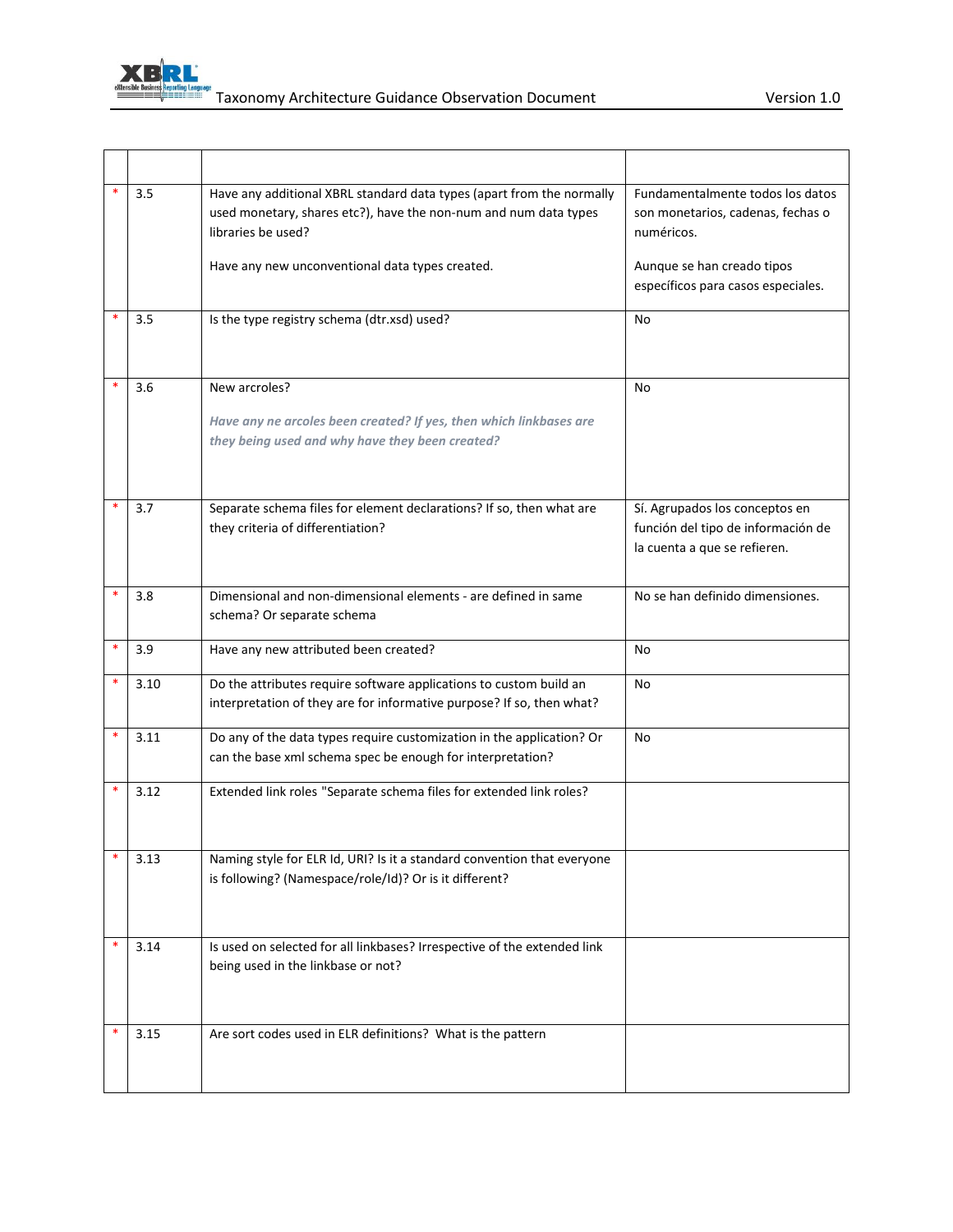| | | | |
|---|---|---|---|
| * | 3.5 | Have any additional XBRL standard data types (apart from the normally used monetary, shares etc?), have the non-num and num data types libraries be used?<br><br>Have any new unconventional data types created. | Fundamentalmente todos los datos son monetarios, cadenas, fechas o numéricos.<br><br>Aunque se han creado tipos específicos para casos especiales. |
| * | 3.5 | Is the type registry schema (dtr.xsd) used? | No |
| * | 3.6 | New arcroles?<br><br>*Have any ne arcoles been created? If yes, then which linkbases are they being used and why have they been created?* | No |
| * | 3.7 | Separate schema files for element declarations? If so, then what are they criteria of differentiation? | Sí. Agrupados los conceptos en función del tipo de información de la cuenta a que se refieren. |
| * | 3.8 | Dimensional and non-dimensional elements - are defined in same schema? Or separate schema | No se han definido dimensiones. |
| * | 3.9 | Have any new attributed been created? | No |
| * | 3.10 | Do the attributes require software applications to custom build an interpretation of they are for informative purpose? If so, then what? | No |
| * | 3.11 | Do any of the data types require customization in the application? Or can the base xml schema spec be enough for interpretation? | No |
| * | 3.12 | Extended link roles "Separate schema files for extended link roles? | |
| * | 3.13 | Naming style for ELR Id, URI? Is it a standard convention that everyone is following? (Namespace/role/Id)? Or is it different? | |
| * | 3.14 | Is used on selected for all linkbases? Irrespective of the extended link being used in the linkbase or not? | |
| * | 3.15 | Are sort codes used in ELR definitions? What is the pattern | |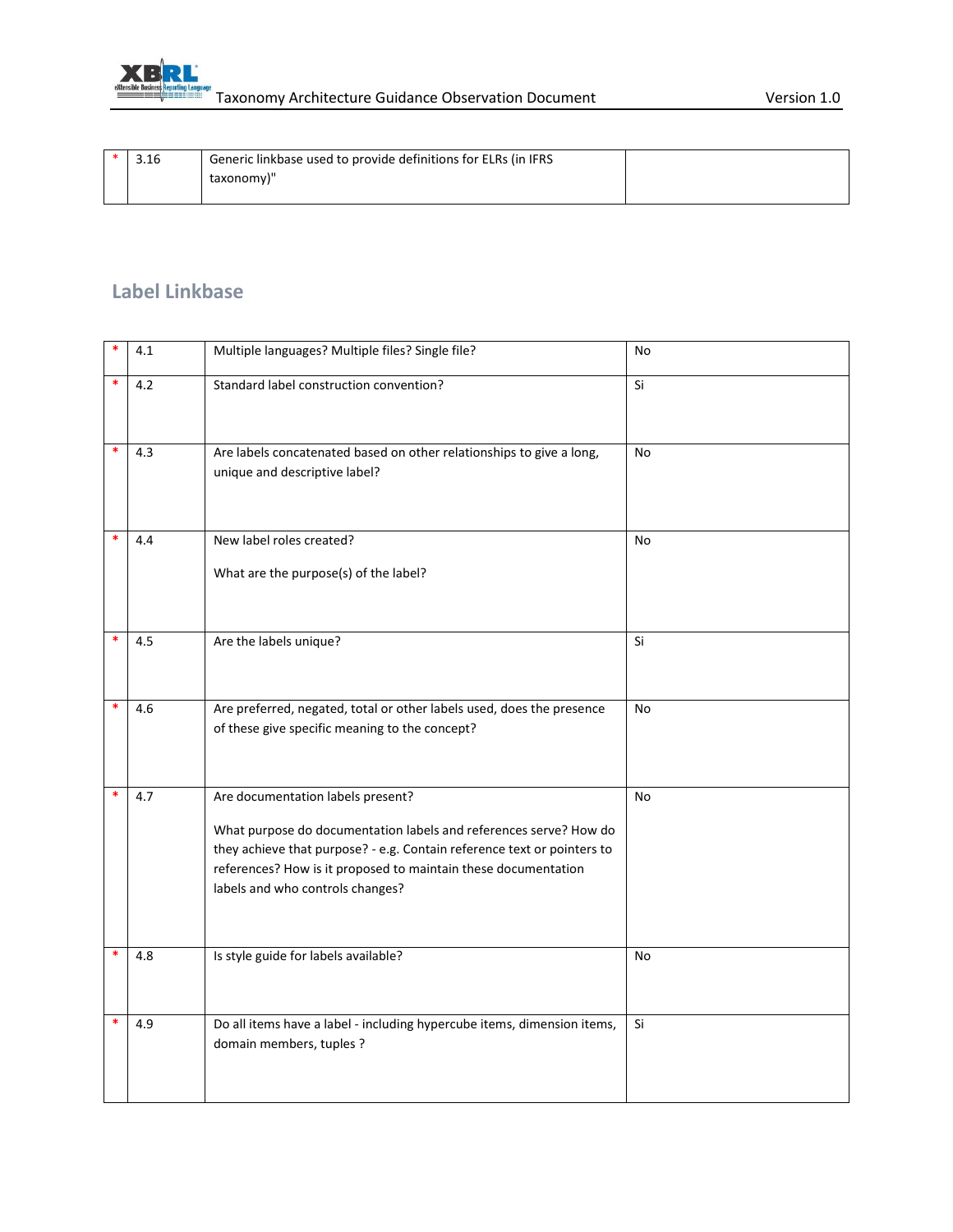| * | 3.16 | Generic linkbase used to provide definitions for ELRs (in IFRS taxonomy)" | |
|---|---|---|---|

## Label Linkbase

| * | 4.1 | Multiple languages? Multiple files? Single file? | No |
|---|---|---|---|
| * | 4.2 | Standard label construction convention? | Si |
| * | 4.3 | Are labels concatenated based on other relationships to give a long, unique and descriptive label? | No |
| * | 4.4 | New label roles created?<br><br>What are the purpose(s) of the label? | No |
| * | 4.5 | Are the labels unique? | Si |
| * | 4.6 | Are preferred, negated, total or other labels used, does the presence of these give specific meaning to the concept? | No |
| * | 4.7 | Are documentation labels present?<br><br>What purpose do documentation labels and references serve? How do they achieve that purpose? - e.g. Contain reference text or pointers to references? How is it proposed to maintain these documentation labels and who controls changes? | No |
| * | 4.8 | Is style guide for labels available? | No |
| * | 4.9 | Do all items have a label - including hypercube items, dimension items, domain members, tuples ? | Si |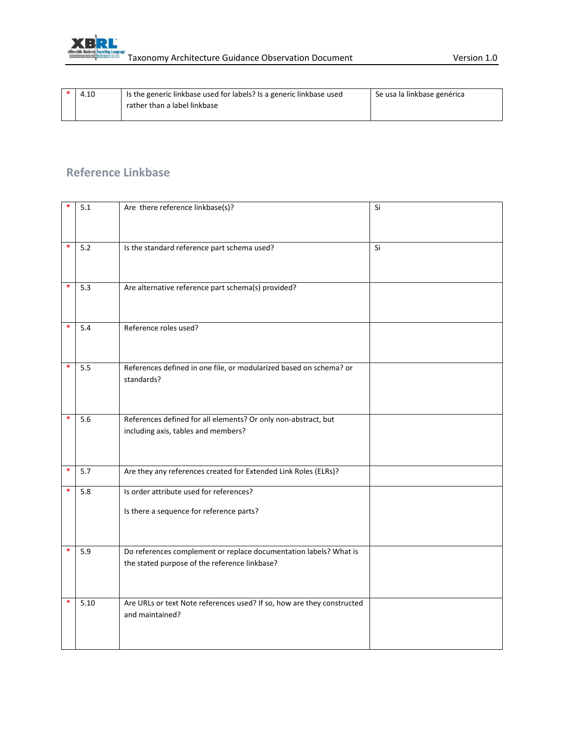| * | 4.10 | Is the generic linkbase used for labels? Is a generic linkbase used rather than a label linkbase | Se usa la linkbase genérica |
|---|---|---|---|

## Reference Linkbase

| * | 5.1 | Are there reference linkbase(s)? | Si |
|---|---|---|---|
| * | 5.2 | Is the standard reference part schema used? | Si |
| * | 5.3 | Are alternative reference part schema(s) provided? | |
| * | 5.4 | Reference roles used? | |
| * | 5.5 | References defined in one file, or modularized based on schema? or standards? | |
| * | 5.6 | References defined for all elements? Or only non-abstract, but including axis, tables and members? | |
| * | 5.7 | Are they any references created for Extended Link Roles (ELRs)? | |
| * | 5.8 | Is order attribute used for references?<br><br>Is there a sequence for reference parts? | |
| * | 5.9 | Do references complement or replace documentation labels? What is the stated purpose of the reference linkbase? | |
| * | 5.10 | Are URLs or text Note references used? If so, how are they constructed and maintained? | |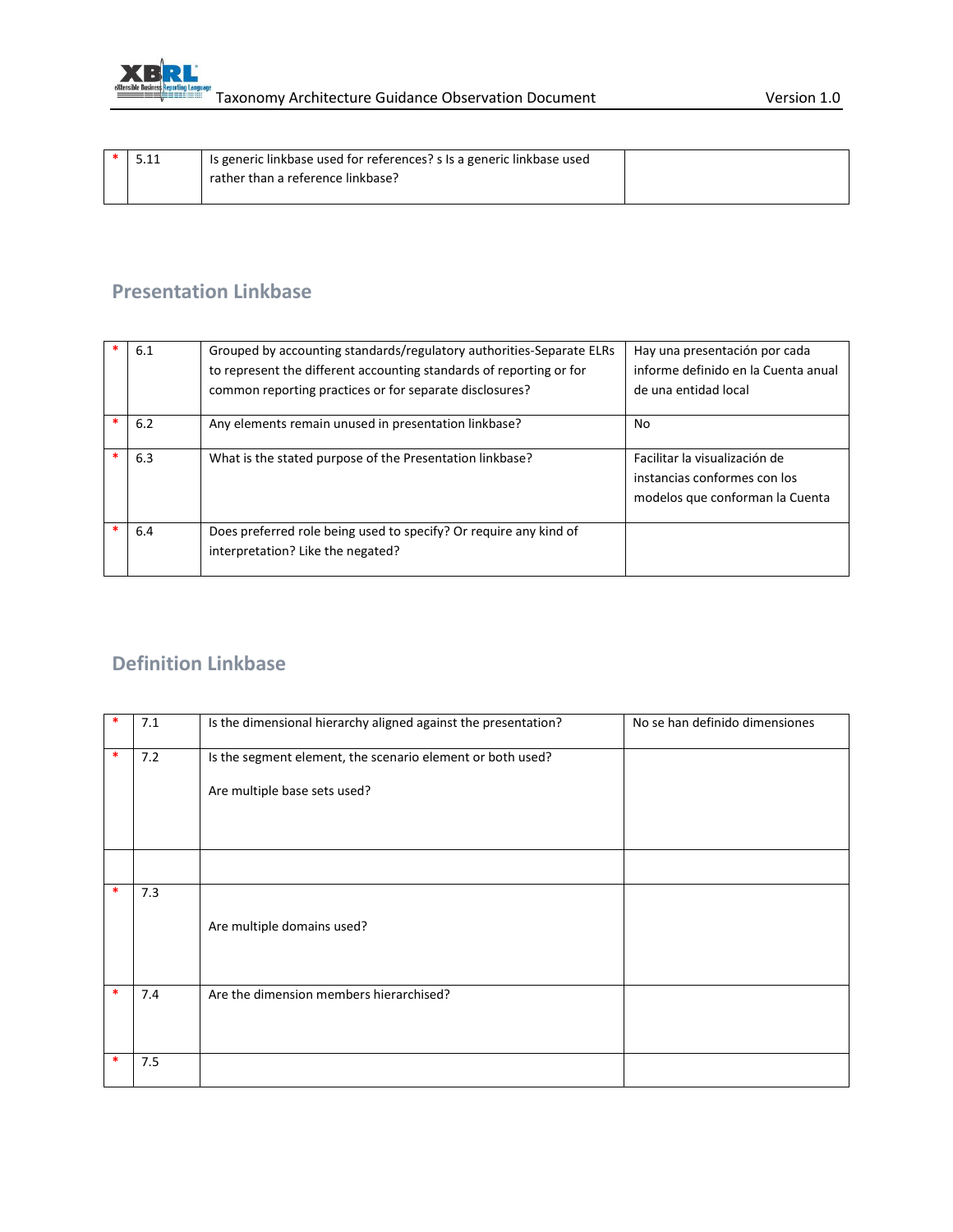| | | | |
|---|---|---|---|
| * | 5.11 | Is generic linkbase used for references? s Is a generic linkbase used rather than a reference linkbase? | |

## Presentation Linkbase

| | | | |
|---|---|---|---|
| * | 6.1 | Grouped by accounting standards/regulatory authorities-Separate ELRs to represent the different accounting standards of reporting or for common reporting practices or for separate disclosures? | Hay una presentación por cada informe definido en la Cuenta anual de una entidad local |
| * | 6.2 | Any elements remain unused in presentation linkbase? | No |
| * | 6.3 | What is the stated purpose of the Presentation linkbase? | Facilitar la visualización de instancias conformes con los modelos que conforman la Cuenta |
| * | 6.4 | Does preferred role being used to specify? Or require any kind of interpretation? Like the negated? | |

## Definition Linkbase

| | | | |
|---|---|---|---|
| * | 7.1 | Is the dimensional hierarchy aligned against the presentation? | No se han definido dimensiones |
| * | 7.2 | Is the segment element, the scenario element or both used?<br><br>Are multiple base sets used? | |
| | | | |
| * | 7.3 | Are multiple domains used? | |
| * | 7.4 | Are the dimension members hierarchised? | |
| * | 7.5 | | |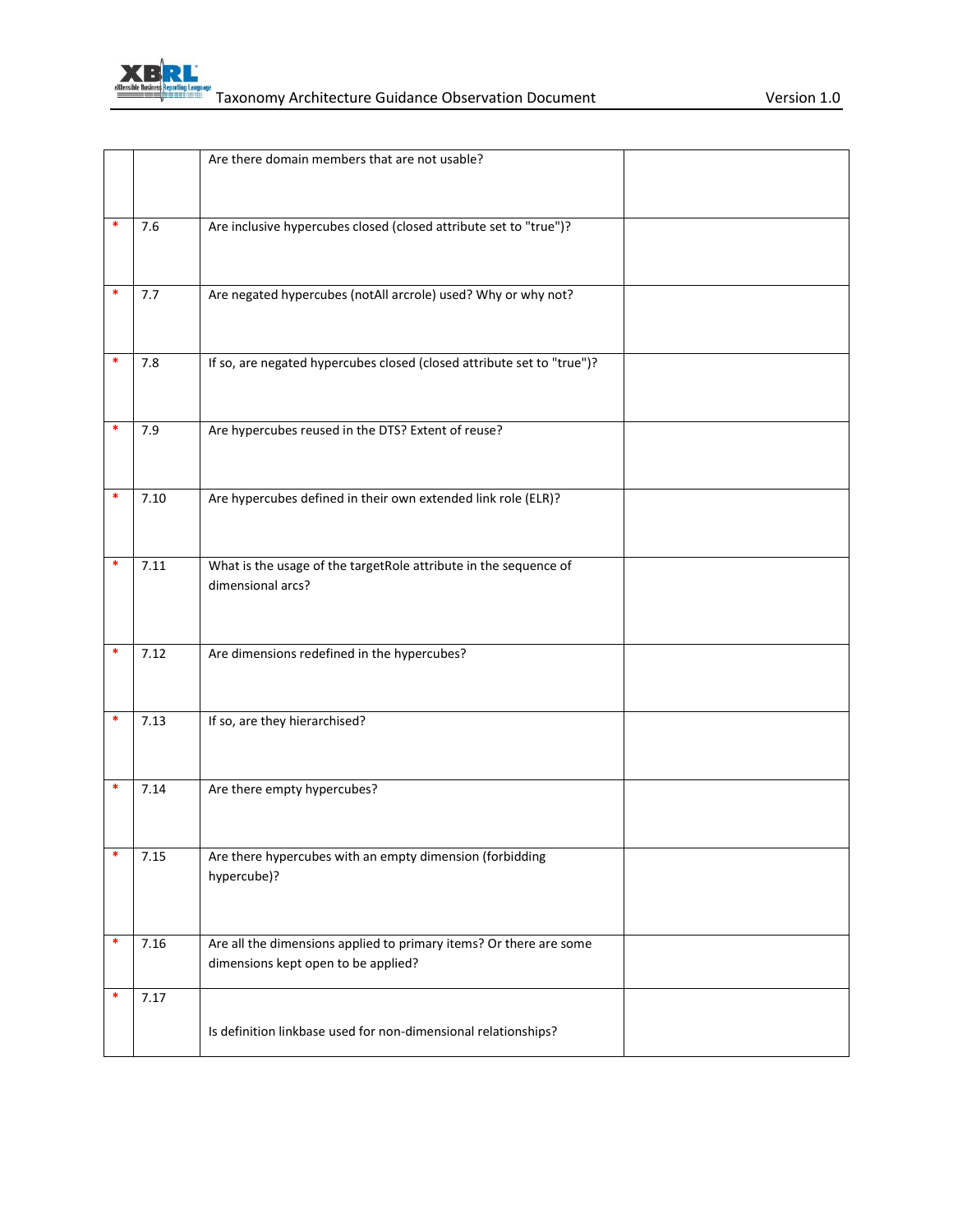| | | | |
|---|---|---|---|
| | | Are there domain members that are not usable? | |
| * | 7.6 | Are inclusive hypercubes closed (closed attribute set to "true")? | |
| * | 7.7 | Are negated hypercubes (notAll arcrole) used? Why or why not? | |
| * | 7.8 | If so, are negated hypercubes closed (closed attribute set to "true")? | |
| * | 7.9 | Are hypercubes reused in the DTS? Extent of reuse? | |
| * | 7.10 | Are hypercubes defined in their own extended link role (ELR)? | |
| * | 7.11 | What is the usage of the targetRole attribute in the sequence of dimensional arcs? | |
| * | 7.12 | Are dimensions redefined in the hypercubes? | |
| * | 7.13 | If so, are they hierarchised? | |
| * | 7.14 | Are there empty hypercubes? | |
| * | 7.15 | Are there hypercubes with an empty dimension (forbidding hypercube)? | |
| * | 7.16 | Are all the dimensions applied to primary items? Or there are some dimensions kept open to be applied? | |
| * | 7.17 | Is definition linkbase used for non-dimensional relationships? | |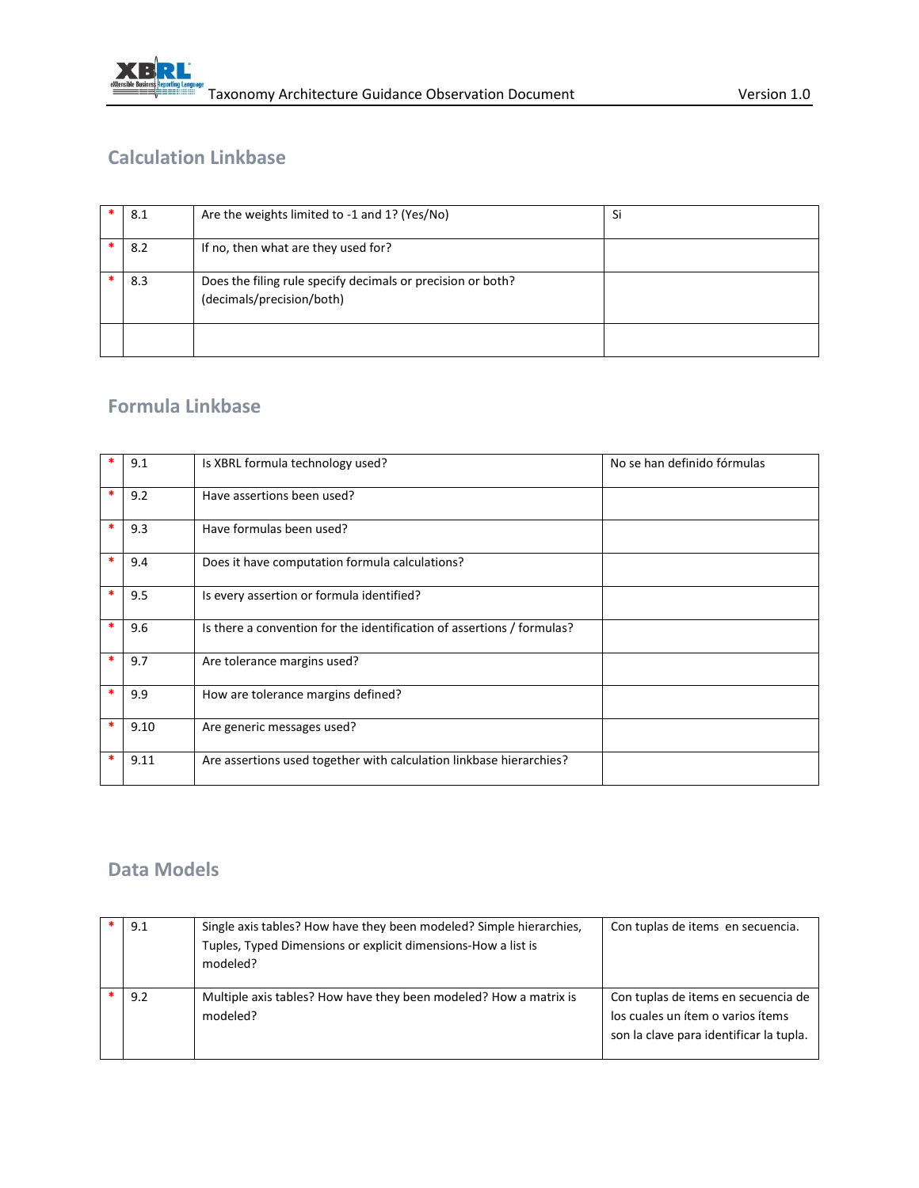## Calculation Linkbase

| | | | |
|---|---|---|---|
| * | 8.1 | Are the weights limited to -1 and 1? (Yes/No) | Si |
| * | 8.2 | If no, then what are they used for? | |
| * | 8.3 | Does the filing rule specify decimals or precision or both? (decimals/precision/both) | |
| | | | |

## Formula Linkbase

| | | | |
|---|---|---|---|
| * | 9.1 | Is XBRL formula technology used? | No se han definido fórmulas |
| * | 9.2 | Have assertions been used? | |
| * | 9.3 | Have formulas been used? | |
| * | 9.4 | Does it have computation formula calculations? | |
| * | 9.5 | Is every assertion or formula identified? | |
| * | 9.6 | Is there a convention for the identification of assertions / formulas? | |
| * | 9.7 | Are tolerance margins used? | |
| * | 9.9 | How are tolerance margins defined? | |
| * | 9.10 | Are generic messages used? | |
| * | 9.11 | Are assertions used together with calculation linkbase hierarchies? | |

## Data Models

| | | | |
|---|---|---|---|
| * | 9.1 | Single axis tables? How have they been modeled? Simple hierarchies, Tuples, Typed Dimensions or explicit dimensions-How a list is modeled? | Con tuplas de items en secuencia. |
| * | 9.2 | Multiple axis tables? How have they been modeled? How a matrix is modeled? | Con tuplas de items en secuencia de los cuales un ítem o varios ítems son la clave para identificar la tupla. |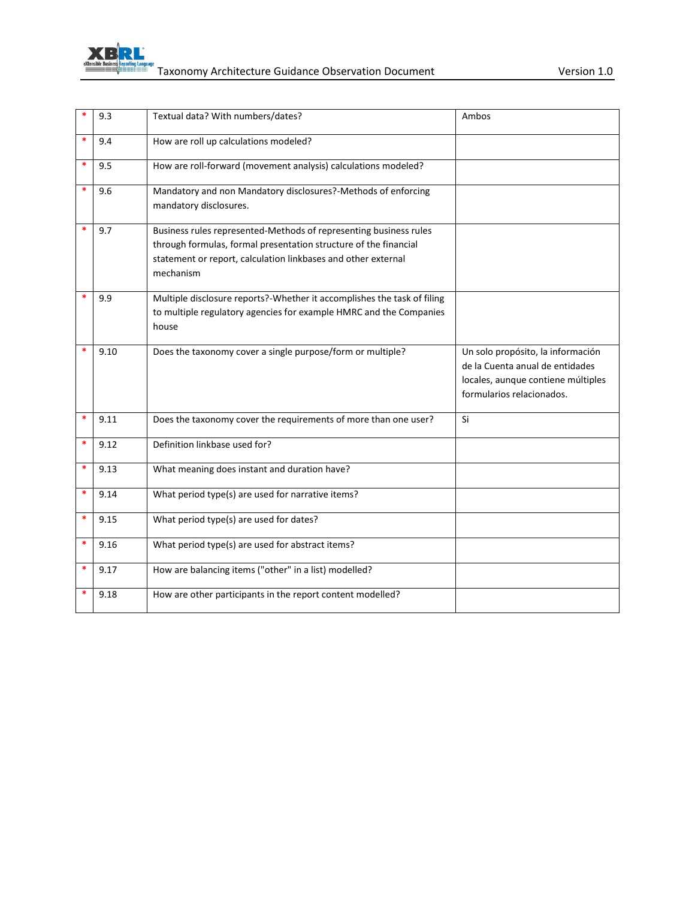| * | 9.3 | Textual data? With numbers/dates? | Ambos |
|---|---|---|---|
| * | 9.4 | How are roll up calculations modeled? | |
| * | 9.5 | How are roll-forward (movement analysis) calculations modeled? | |
| * | 9.6 | Mandatory and non Mandatory disclosures?-Methods of enforcing mandatory disclosures. | |
| * | 9.7 | Business rules represented-Methods of representing business rules through formulas, formal presentation structure of the financial statement or report, calculation linkbases and other external mechanism | |
| * | 9.9 | Multiple disclosure reports?-Whether it accomplishes the task of filing to multiple regulatory agencies for example HMRC and the Companies house | |
| * | 9.10 | Does the taxonomy cover a single purpose/form or multiple? | Un solo propósito, la información de la Cuenta anual de entidades locales, aunque contiene múltiples formularios relacionados. |
| * | 9.11 | Does the taxonomy cover the requirements of more than one user? | Si |
| * | 9.12 | Definition linkbase used for? | |
| * | 9.13 | What meaning does instant and duration have? | |
| * | 9.14 | What period type(s) are used for narrative items? | |
| * | 9.15 | What period type(s) are used for dates? | |
| * | 9.16 | What period type(s) are used for abstract items? | |
| * | 9.17 | How are balancing items ("other" in a list) modelled? | |
| * | 9.18 | How are other participants in the report content modelled? | |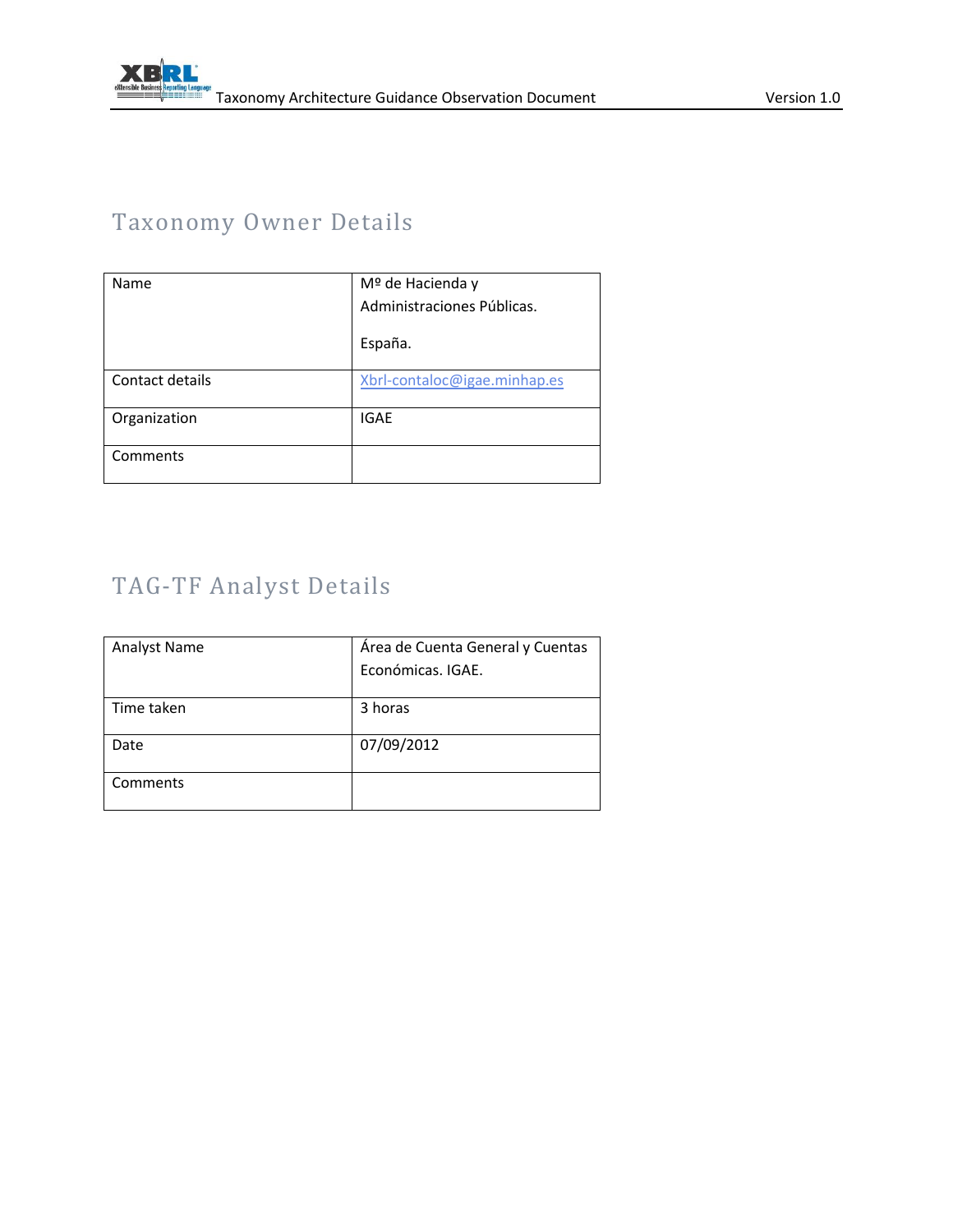## Taxonomy Owner Details

| | |
|---|---|
| Name | Mº de Hacienda y Administraciones Públicas.<br><br>España. |
| Contact details | Xbrl-contaloc@igae.minhap.es |
| Organization | IGAE |
| Comments | |

## TAG-TF Analyst Details

| | |
|---|---|
| Analyst Name | Área de Cuenta General y Cuentas Económicas. IGAE. |
| Time taken | 3 horas |
| Date | 07/09/2012 |
| Comments | |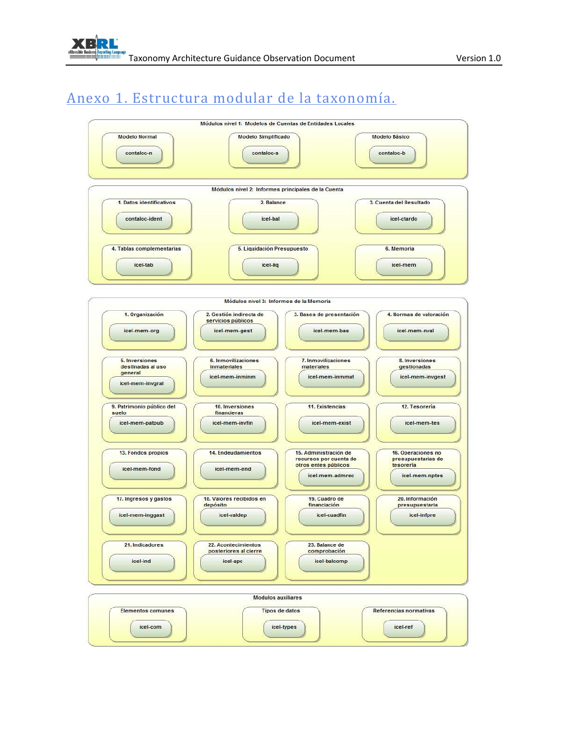# Anexo 1. Estructura modular de la taxonomía.

**Módulos nivel 1: Modelos de Cuentas de Entidades Locales**

| Modelo | Módulo |
|---|---|
| Modelo Normal | contaloc-n |
| Modelo Simplificado | contaloc-s |
| Modelo Básico | contaloc-b |

**Módulos nivel 2: Informes principales de la Cuenta**

| Informe | Módulo |
|---|---|
| 1. Datos identificativos | contaloc-ident |
| 2. Balance | icel-bal |
| 3. Cuenta del Resultado | icel-ctardo |
| 4. Tablas complementarias | icel-tab |
| 5. Liquidación Presupuesto | icel-liq |
| 6. Memoria | icel-mem |

**Módulos nivel 3: Informes de la Memoria**

| Informe | Módulo |
|---|---|
| 1. Organización | icel-mem-org |
| 2. Gestión indirecta de servicios públicos | icel-mem-gest |
| 3. Bases de presentación | icel-mem-bas |
| 4. Normas de valoración | icel-mem-nval |
| 5. Inversiones destinadas al uso general | icel-mem-invgral |
| 6. Inmovilizaciones inmateriales | icel-mem-inminm |
| 7. Inmovilizaciones materiales | icel-mem-inmmat |
| 8. Inversiones gestionadas | icel-mem-invgest |
| 9. Patrimonio público del suelo | icel-mem-patpub |
| 10. Inversiones financieras | icel-mem-invfin |
| 11. Existencias | icel-mem-exist |
| 12. Tesorería | icel-mem-tes |
| 13. Fondos propios | icel-mem-fond |
| 14. Endeudamientos | icel-mem-end |
| 15. Administración de recursos por cuenta de otros entes públicos | icel-mem-admrec |
| 16. Operaciones no presupuestarias de tesorería | icel-mem-nptes |
| 17. Ingresos y gastos | icel-mem-inggast |
| 18. Valores recibidos en depósito | icel-valdep |
| 19. Cuadro de financiación | icel-cuadfin |
| 20. Información presupuestaria | icel-infpre |
| 21. Indicadores | icel-ind |
| 22. Acontecimientos posteriores al cierre | icel-apc |
| 23. Balance de comprobación | icel-balcomp |

**Modulos auxiliares**

| Módulo auxiliar | Módulo |
|---|---|
| Elementos comunes | icel-com |
| Tipos de datos | icel-types |
| Referencias normativas | icel-ref |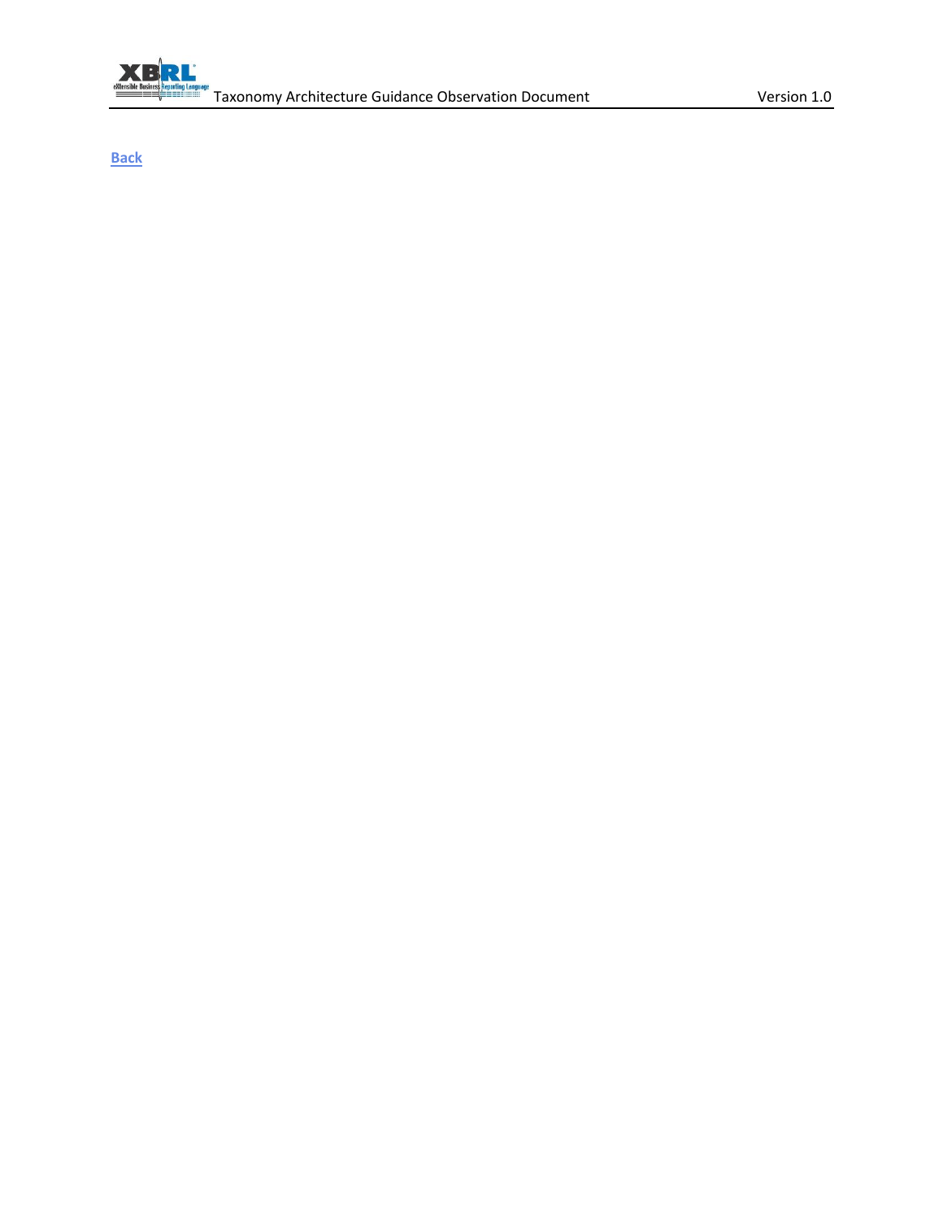[Back]()